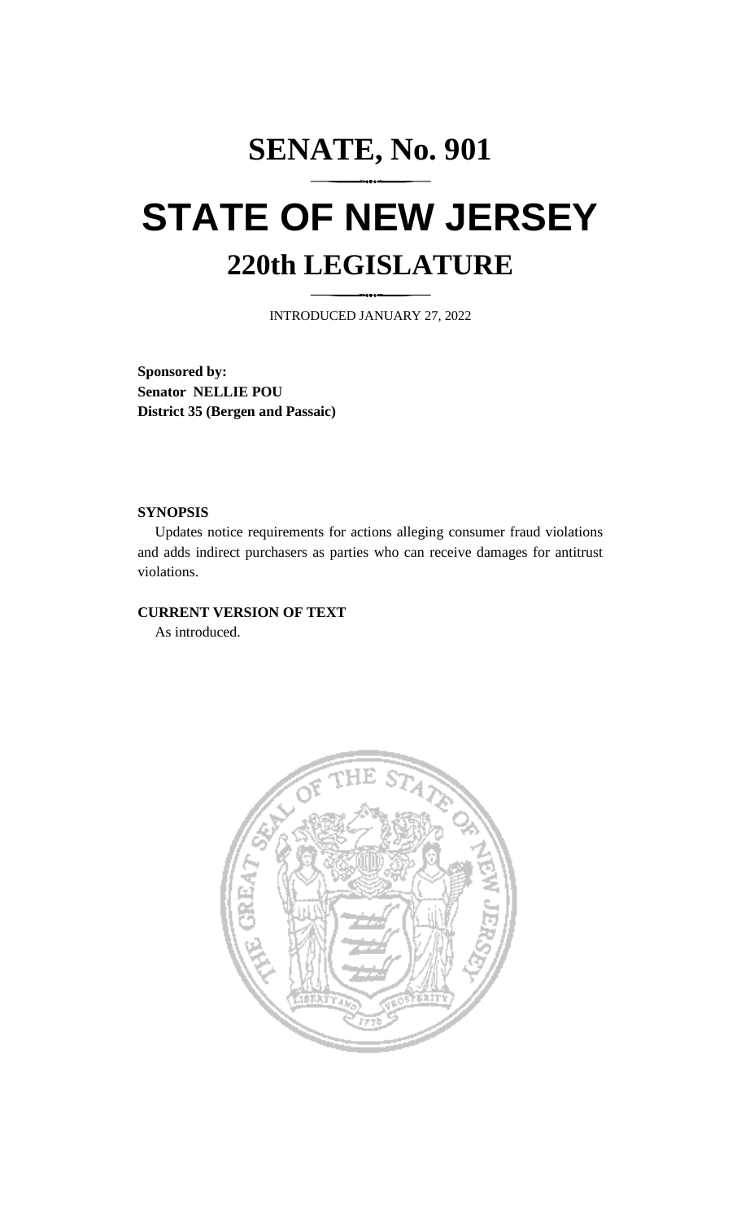# SENATE, No. 901

# STATE OF NEW JERSEY

## 220th LEGISLATURE

INTRODUCED JANUARY 27, 2022

**Sponsored by:**
**Senator NELLIE POU**
**District 35 (Bergen and Passaic)**

**SYNOPSIS**

Updates notice requirements for actions alleging consumer fraud violations and adds indirect purchasers as parties who can receive damages for antitrust violations.

**CURRENT VERSION OF TEXT**

As introduced.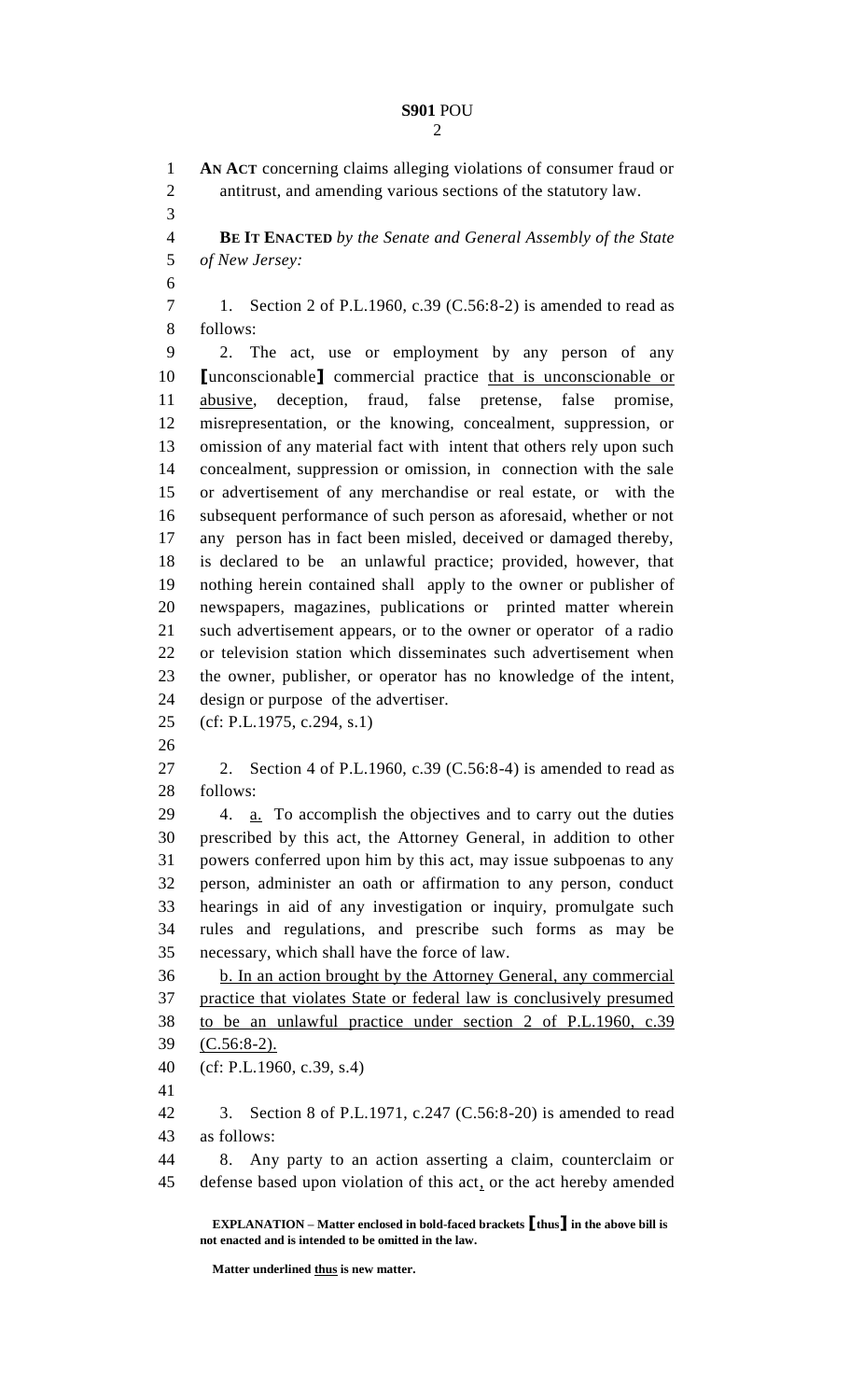**AN ACT** concerning claims alleging violations of consumer fraud or antitrust, and amending various sections of the statutory law.

**BE IT ENACTED** *by the Senate and General Assembly of the State of New Jersey:*

1. Section 2 of P.L.1960, c.39 (C.56:8-2) is amended to read as follows:

2. The act, use or employment by any person of any **[**unconscionable**]** commercial practice <u>that is unconscionable or abusive</u>, deception, fraud, false pretense, false promise, misrepresentation, or the knowing, concealment, suppression, or omission of any material fact with intent that others rely upon such concealment, suppression or omission, in connection with the sale or advertisement of any merchandise or real estate, or with the subsequent performance of such person as aforesaid, whether or not any person has in fact been misled, deceived or damaged thereby, is declared to be an unlawful practice; provided, however, that nothing herein contained shall apply to the owner or publisher of newspapers, magazines, publications or printed matter wherein such advertisement appears, or to the owner or operator of a radio or television station which disseminates such advertisement when the owner, publisher, or operator has no knowledge of the intent, design or purpose of the advertiser.

(cf: P.L.1975, c.294, s.1)

2. Section 4 of P.L.1960, c.39 (C.56:8-4) is amended to read as follows:

4. <u>a.</u> To accomplish the objectives and to carry out the duties prescribed by this act, the Attorney General, in addition to other powers conferred upon him by this act, may issue subpoenas to any person, administer an oath or affirmation to any person, conduct hearings in aid of any investigation or inquiry, promulgate such rules and regulations, and prescribe such forms as may be necessary, which shall have the force of law.

<u>b. In an action brought by the Attorney General, any commercial practice that violates State or federal law is conclusively presumed to be an unlawful practice under section 2 of P.L.1960, c.39 (C.56:8-2).</u>

(cf: P.L.1960, c.39, s.4)

3. Section 8 of P.L.1971, c.247 (C.56:8-20) is amended to read as follows:

8. Any party to an action asserting a claim, counterclaim or defense based upon violation of this act<u>,</u> or the act hereby amended

**EXPLANATION – Matter enclosed in bold-faced brackets [thus] in the above bill is not enacted and is intended to be omitted in the law.**

**Matter underlined <u>thus</u> is new matter.**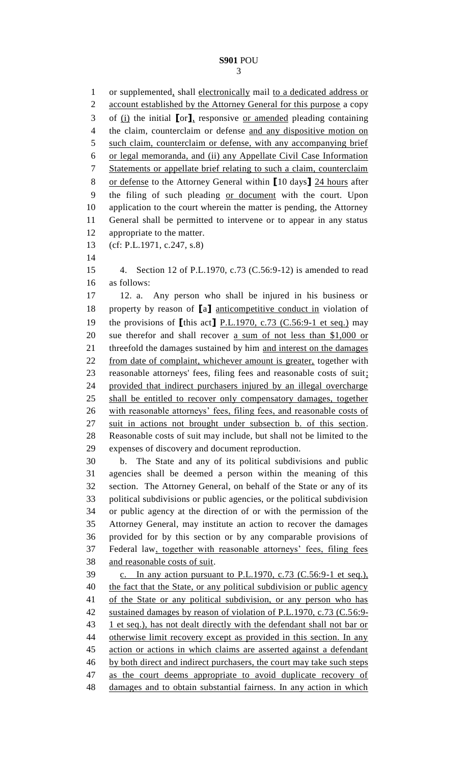or supplemented, shall electronically mail to a dedicated address or account established by the Attorney General for this purpose a copy of (i) the initial [or], responsive or amended pleading containing the claim, counterclaim or defense and any dispositive motion on such claim, counterclaim or defense, with any accompanying brief or legal memoranda, and (ii) any Appellate Civil Case Information Statements or appellate brief relating to such a claim, counterclaim or defense to the Attorney General within [10 days] 24 hours after the filing of such pleading or document with the court. Upon application to the court wherein the matter is pending, the Attorney General shall be permitted to intervene or to appear in any status appropriate to the matter.

(cf: P.L.1971, c.247, s.8)

4. Section 12 of P.L.1970, c.73 (C.56:9-12) is amended to read as follows:

12. a. Any person who shall be injured in his business or property by reason of [a] anticompetitive conduct in violation of the provisions of [this act] P.L.1970, c.73 (C.56:9-1 et seq.) may sue therefor and shall recover a sum of not less than $1,000 or threefold the damages sustained by him and interest on the damages from date of complaint, whichever amount is greater, together with reasonable attorneys' fees, filing fees and reasonable costs of suit; provided that indirect purchasers injured by an illegal overcharge shall be entitled to recover only compensatory damages, together with reasonable attorneys' fees, filing fees, and reasonable costs of suit in actions not brought under subsection b. of this section. Reasonable costs of suit may include, but shall not be limited to the expenses of discovery and document reproduction.

b. The State and any of its political subdivisions and public agencies shall be deemed a person within the meaning of this section. The Attorney General, on behalf of the State or any of its political subdivisions or public agencies, or the political subdivision or public agency at the direction of or with the permission of the Attorney General, may institute an action to recover the damages provided for by this section or by any comparable provisions of Federal law, together with reasonable attorneys' fees, filing fees and reasonable costs of suit.

c. In any action pursuant to P.L.1970, c.73 (C.56:9-1 et seq.), the fact that the State, or any political subdivision or public agency of the State or any political subdivision, or any person who has sustained damages by reason of violation of P.L.1970, c.73 (C.56:9-1 et seq.), has not dealt directly with the defendant shall not bar or otherwise limit recovery except as provided in this section. In any action or actions in which claims are asserted against a defendant by both direct and indirect purchasers, the court may take such steps as the court deems appropriate to avoid duplicate recovery of damages and to obtain substantial fairness. In any action in which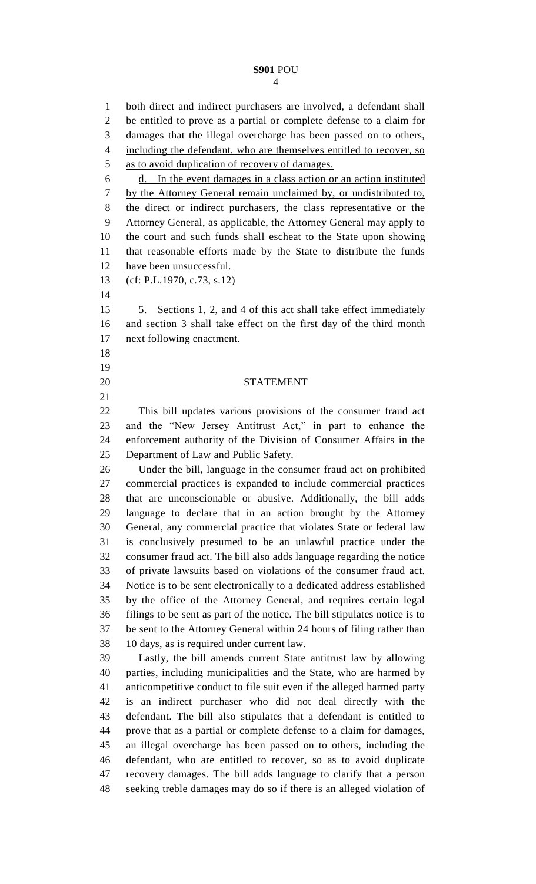both direct and indirect purchasers are involved, a defendant shall be entitled to prove as a partial or complete defense to a claim for damages that the illegal overcharge has been passed on to others, including the defendant, who are themselves entitled to recover, so as to avoid duplication of recovery of damages.

d. In the event damages in a class action or an action instituted by the Attorney General remain unclaimed by, or undistributed to, the direct or indirect purchasers, the class representative or the Attorney General, as applicable, the Attorney General may apply to the court and such funds shall escheat to the State upon showing that reasonable efforts made by the State to distribute the funds have been unsuccessful.

(cf: P.L.1970, c.73, s.12)

5. Sections 1, 2, and 4 of this act shall take effect immediately and section 3 shall take effect on the first day of the third month next following enactment.

## STATEMENT

This bill updates various provisions of the consumer fraud act and the "New Jersey Antitrust Act," in part to enhance the enforcement authority of the Division of Consumer Affairs in the Department of Law and Public Safety.

Under the bill, language in the consumer fraud act on prohibited commercial practices is expanded to include commercial practices that are unconscionable or abusive. Additionally, the bill adds language to declare that in an action brought by the Attorney General, any commercial practice that violates State or federal law is conclusively presumed to be an unlawful practice under the consumer fraud act. The bill also adds language regarding the notice of private lawsuits based on violations of the consumer fraud act. Notice is to be sent electronically to a dedicated address established by the office of the Attorney General, and requires certain legal filings to be sent as part of the notice. The bill stipulates notice is to be sent to the Attorney General within 24 hours of filing rather than 10 days, as is required under current law.

Lastly, the bill amends current State antitrust law by allowing parties, including municipalities and the State, who are harmed by anticompetitive conduct to file suit even if the alleged harmed party is an indirect purchaser who did not deal directly with the defendant. The bill also stipulates that a defendant is entitled to prove that as a partial or complete defense to a claim for damages, an illegal overcharge has been passed on to others, including the defendant, who are entitled to recover, so as to avoid duplicate recovery damages. The bill adds language to clarify that a person seeking treble damages may do so if there is an alleged violation of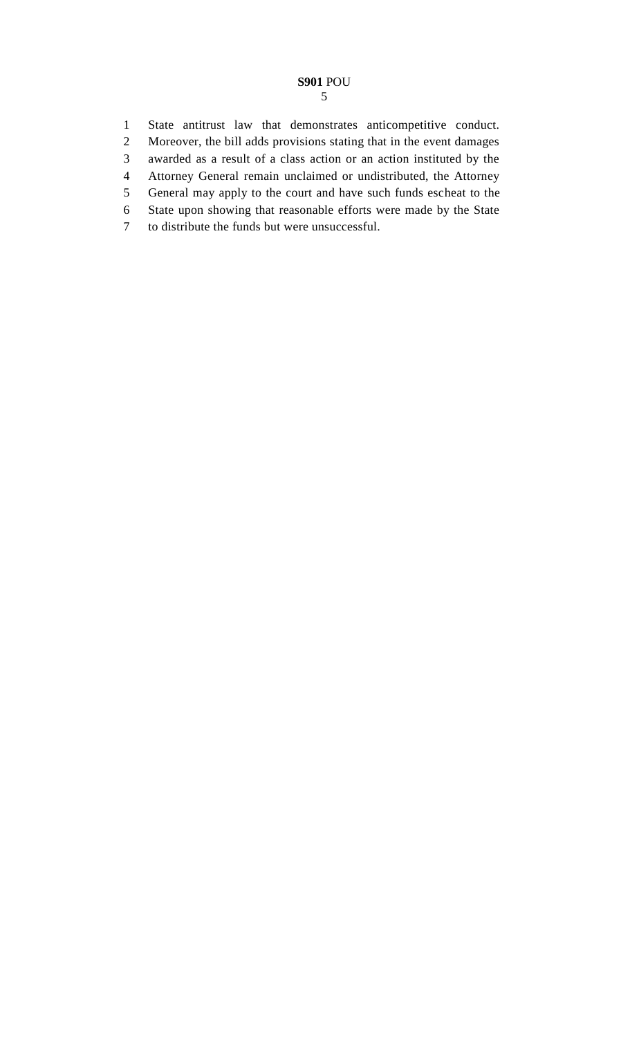State antitrust law that demonstrates anticompetitive conduct. Moreover, the bill adds provisions stating that in the event damages awarded as a result of a class action or an action instituted by the Attorney General remain unclaimed or undistributed, the Attorney General may apply to the court and have such funds escheat to the State upon showing that reasonable efforts were made by the State to distribute the funds but were unsuccessful.